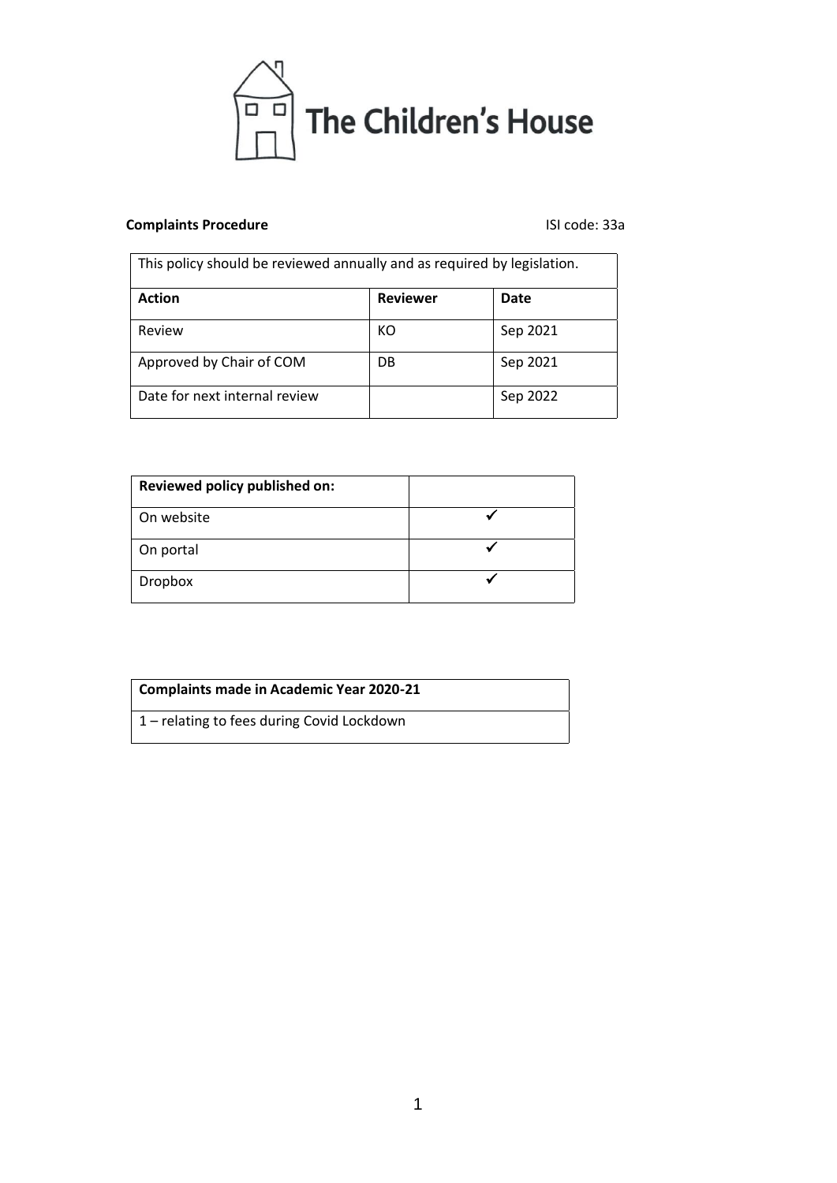# The Children's House

**Complaints Procedure** ISI code: 33a

| This policy should be reviewed annually and as required by legislation. | | |
|---|---|---|
| **Action** | **Reviewer** | **Date** |
| Review | KO | Sep 2021 |
| Approved by Chair of COM | DB | Sep 2021 |
| Date for next internal review | | Sep 2022 |

| **Reviewed policy published on:** | |
|---|---|
| On website | ✓ |
| On portal | ✓ |
| Dropbox | ✓ |

| **Complaints made in Academic Year 2020-21** |
|---|
| 1 – relating to fees during Covid Lockdown |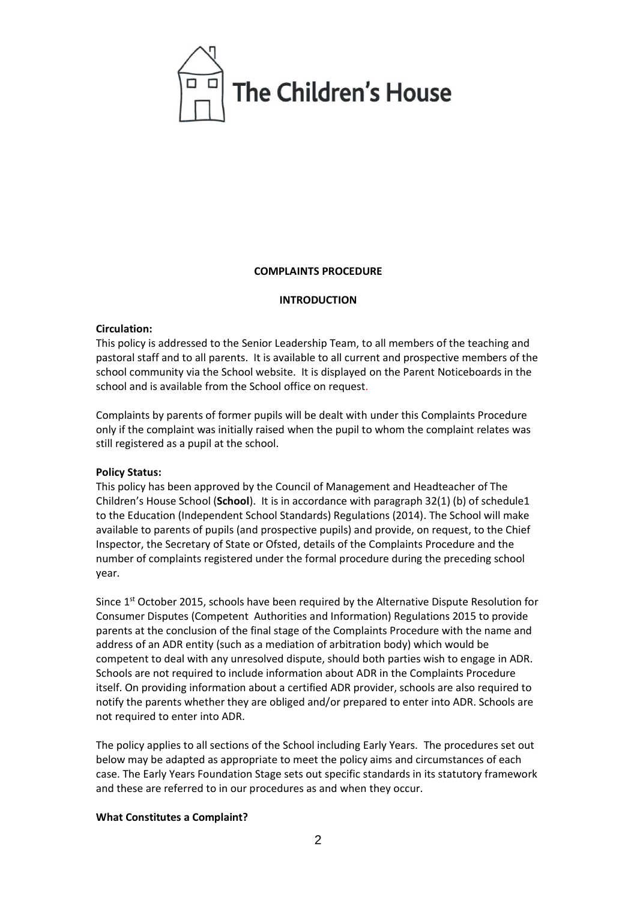The Children's House

**COMPLAINTS PROCEDURE**

**INTRODUCTION**

**Circulation:**

This policy is addressed to the Senior Leadership Team, to all members of the teaching and pastoral staff and to all parents. It is available to all current and prospective members of the school community via the School website. It is displayed on the Parent Noticeboards in the school and is available from the School office on request.

Complaints by parents of former pupils will be dealt with under this Complaints Procedure only if the complaint was initially raised when the pupil to whom the complaint relates was still registered as a pupil at the school.

**Policy Status:**

This policy has been approved by the Council of Management and Headteacher of The Children's House School (**School**). It is in accordance with paragraph 32(1) (b) of schedule1 to the Education (Independent School Standards) Regulations (2014). The School will make available to parents of pupils (and prospective pupils) and provide, on request, to the Chief Inspector, the Secretary of State or Ofsted, details of the Complaints Procedure and the number of complaints registered under the formal procedure during the preceding school year.

Since 1st October 2015, schools have been required by the Alternative Dispute Resolution for Consumer Disputes (Competent Authorities and Information) Regulations 2015 to provide parents at the conclusion of the final stage of the Complaints Procedure with the name and address of an ADR entity (such as a mediation of arbitration body) which would be competent to deal with any unresolved dispute, should both parties wish to engage in ADR. Schools are not required to include information about ADR in the Complaints Procedure itself. On providing information about a certified ADR provider, schools are also required to notify the parents whether they are obliged and/or prepared to enter into ADR. Schools are not required to enter into ADR.

The policy applies to all sections of the School including Early Years. The procedures set out below may be adapted as appropriate to meet the policy aims and circumstances of each case. The Early Years Foundation Stage sets out specific standards in its statutory framework and these are referred to in our procedures as and when they occur.

**What Constitutes a Complaint?**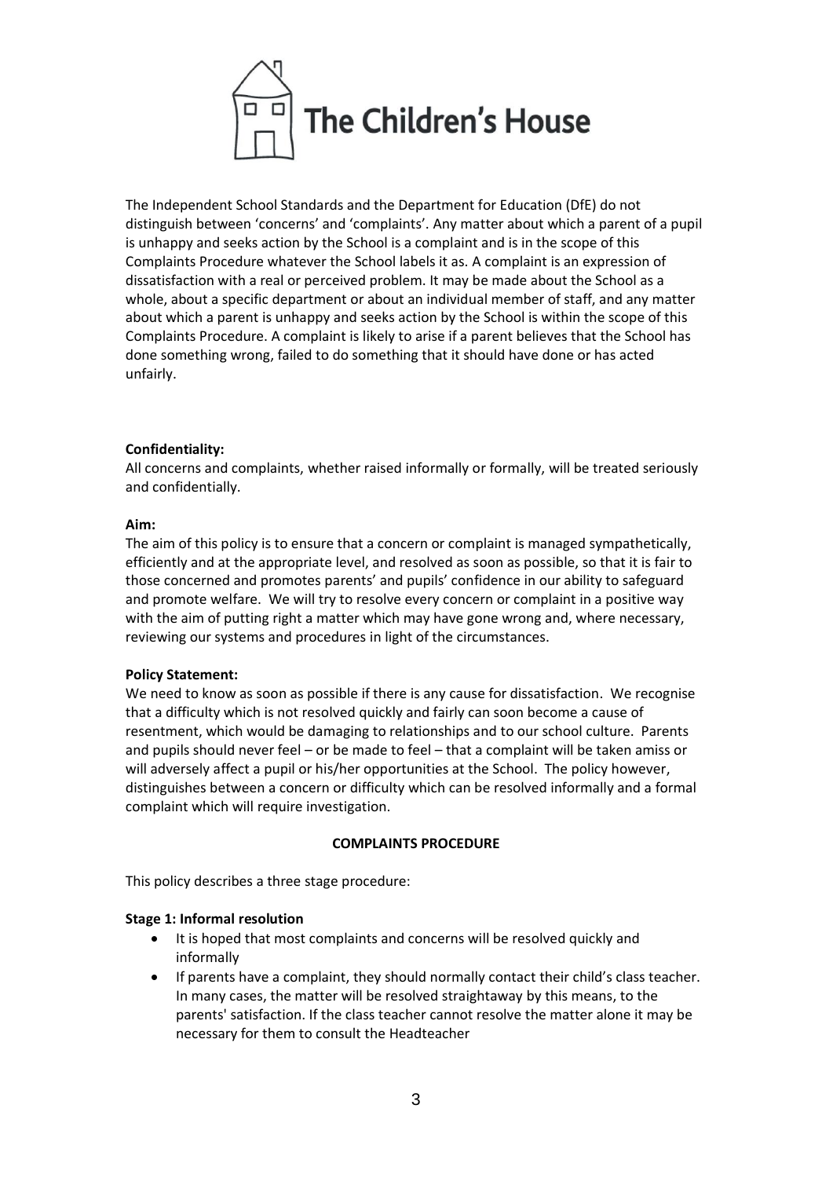The Children's House

The Independent School Standards and the Department for Education (DfE) do not distinguish between 'concerns' and 'complaints'. Any matter about which a parent of a pupil is unhappy and seeks action by the School is a complaint and is in the scope of this Complaints Procedure whatever the School labels it as. A complaint is an expression of dissatisfaction with a real or perceived problem. It may be made about the School as a whole, about a specific department or about an individual member of staff, and any matter about which a parent is unhappy and seeks action by the School is within the scope of this Complaints Procedure. A complaint is likely to arise if a parent believes that the School has done something wrong, failed to do something that it should have done or has acted unfairly.

**Confidentiality:**

All concerns and complaints, whether raised informally or formally, will be treated seriously and confidentially.

**Aim:**

The aim of this policy is to ensure that a concern or complaint is managed sympathetically, efficiently and at the appropriate level, and resolved as soon as possible, so that it is fair to those concerned and promotes parents' and pupils' confidence in our ability to safeguard and promote welfare. We will try to resolve every concern or complaint in a positive way with the aim of putting right a matter which may have gone wrong and, where necessary, reviewing our systems and procedures in light of the circumstances.

**Policy Statement:**

We need to know as soon as possible if there is any cause for dissatisfaction. We recognise that a difficulty which is not resolved quickly and fairly can soon become a cause of resentment, which would be damaging to relationships and to our school culture. Parents and pupils should never feel – or be made to feel – that a complaint will be taken amiss or will adversely affect a pupil or his/her opportunities at the School. The policy however, distinguishes between a concern or difficulty which can be resolved informally and a formal complaint which will require investigation.

**COMPLAINTS PROCEDURE**

This policy describes a three stage procedure:

**Stage 1: Informal resolution**

- It is hoped that most complaints and concerns will be resolved quickly and informally
- If parents have a complaint, they should normally contact their child's class teacher. In many cases, the matter will be resolved straightaway by this means, to the parents' satisfaction. If the class teacher cannot resolve the matter alone it may be necessary for them to consult the Headteacher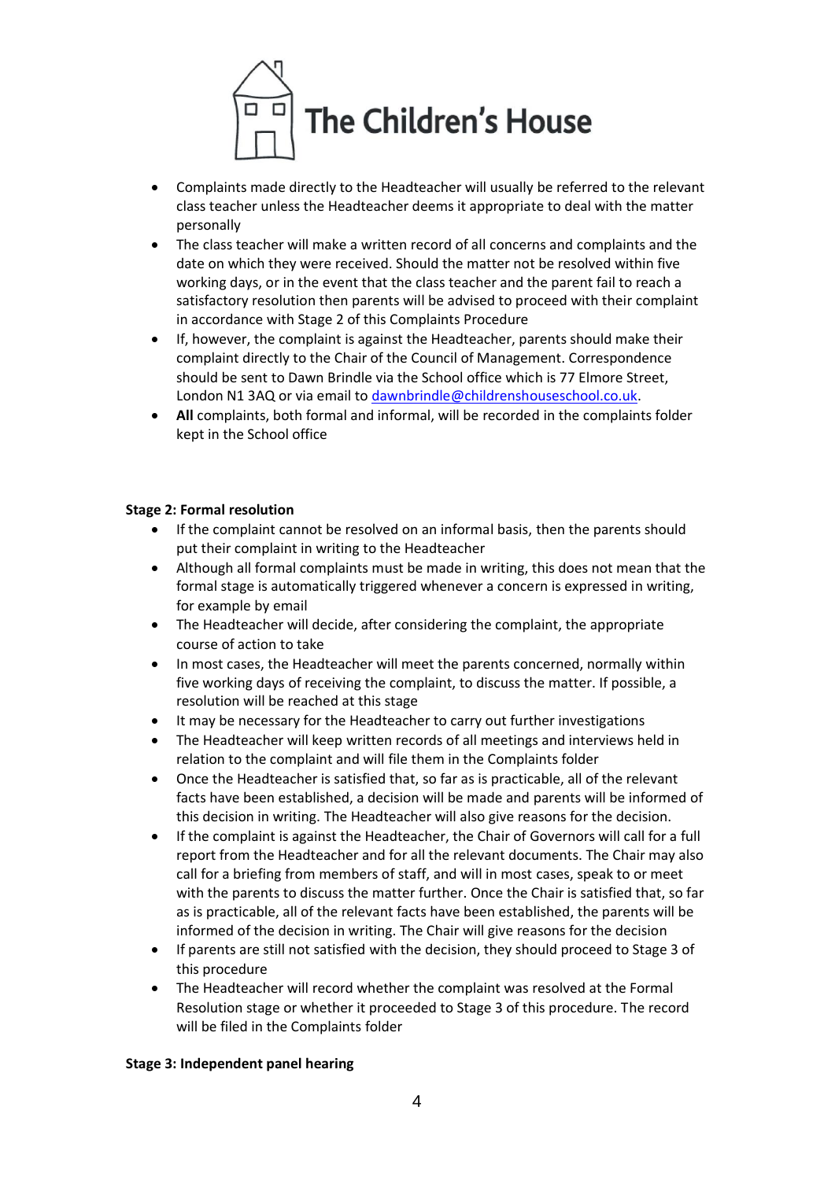- Complaints made directly to the Headteacher will usually be referred to the relevant class teacher unless the Headteacher deems it appropriate to deal with the matter personally
- The class teacher will make a written record of all concerns and complaints and the date on which they were received. Should the matter not be resolved within five working days, or in the event that the class teacher and the parent fail to reach a satisfactory resolution then parents will be advised to proceed with their complaint in accordance with Stage 2 of this Complaints Procedure
- If, however, the complaint is against the Headteacher, parents should make their complaint directly to the Chair of the Council of Management. Correspondence should be sent to Dawn Brindle via the School office which is 77 Elmore Street, London N1 3AQ or via email to dawnbrindle@childrenshouseschool.co.uk.
- **All** complaints, both formal and informal, will be recorded in the complaints folder kept in the School office

**Stage 2: Formal resolution**

- If the complaint cannot be resolved on an informal basis, then the parents should put their complaint in writing to the Headteacher
- Although all formal complaints must be made in writing, this does not mean that the formal stage is automatically triggered whenever a concern is expressed in writing, for example by email
- The Headteacher will decide, after considering the complaint, the appropriate course of action to take
- In most cases, the Headteacher will meet the parents concerned, normally within five working days of receiving the complaint, to discuss the matter. If possible, a resolution will be reached at this stage
- It may be necessary for the Headteacher to carry out further investigations
- The Headteacher will keep written records of all meetings and interviews held in relation to the complaint and will file them in the Complaints folder
- Once the Headteacher is satisfied that, so far as is practicable, all of the relevant facts have been established, a decision will be made and parents will be informed of this decision in writing. The Headteacher will also give reasons for the decision.
- If the complaint is against the Headteacher, the Chair of Governors will call for a full report from the Headteacher and for all the relevant documents. The Chair may also call for a briefing from members of staff, and will in most cases, speak to or meet with the parents to discuss the matter further. Once the Chair is satisfied that, so far as is practicable, all of the relevant facts have been established, the parents will be informed of the decision in writing. The Chair will give reasons for the decision
- If parents are still not satisfied with the decision, they should proceed to Stage 3 of this procedure
- The Headteacher will record whether the complaint was resolved at the Formal Resolution stage or whether it proceeded to Stage 3 of this procedure. The record will be filed in the Complaints folder

**Stage 3: Independent panel hearing**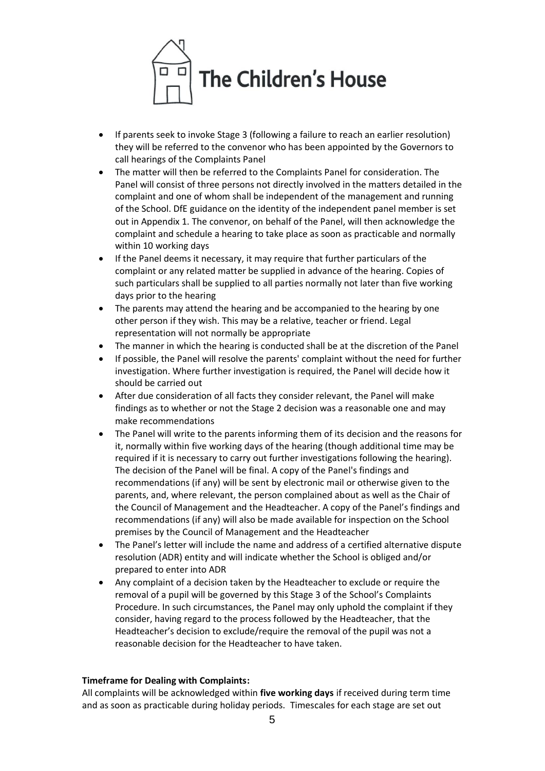- If parents seek to invoke Stage 3 (following a failure to reach an earlier resolution) they will be referred to the convenor who has been appointed by the Governors to call hearings of the Complaints Panel
- The matter will then be referred to the Complaints Panel for consideration. The Panel will consist of three persons not directly involved in the matters detailed in the complaint and one of whom shall be independent of the management and running of the School. DfE guidance on the identity of the independent panel member is set out in Appendix 1. The convenor, on behalf of the Panel, will then acknowledge the complaint and schedule a hearing to take place as soon as practicable and normally within 10 working days
- If the Panel deems it necessary, it may require that further particulars of the complaint or any related matter be supplied in advance of the hearing. Copies of such particulars shall be supplied to all parties normally not later than five working days prior to the hearing
- The parents may attend the hearing and be accompanied to the hearing by one other person if they wish. This may be a relative, teacher or friend. Legal representation will not normally be appropriate
- The manner in which the hearing is conducted shall be at the discretion of the Panel
- If possible, the Panel will resolve the parents' complaint without the need for further investigation. Where further investigation is required, the Panel will decide how it should be carried out
- After due consideration of all facts they consider relevant, the Panel will make findings as to whether or not the Stage 2 decision was a reasonable one and may make recommendations
- The Panel will write to the parents informing them of its decision and the reasons for it, normally within five working days of the hearing (though additional time may be required if it is necessary to carry out further investigations following the hearing). The decision of the Panel will be final. A copy of the Panel's findings and recommendations (if any) will be sent by electronic mail or otherwise given to the parents, and, where relevant, the person complained about as well as the Chair of the Council of Management and the Headteacher. A copy of the Panel's findings and recommendations (if any) will also be made available for inspection on the School premises by the Council of Management and the Headteacher
- The Panel's letter will include the name and address of a certified alternative dispute resolution (ADR) entity and will indicate whether the School is obliged and/or prepared to enter into ADR
- Any complaint of a decision taken by the Headteacher to exclude or require the removal of a pupil will be governed by this Stage 3 of the School's Complaints Procedure. In such circumstances, the Panel may only uphold the complaint if they consider, having regard to the process followed by the Headteacher, that the Headteacher's decision to exclude/require the removal of the pupil was not a reasonable decision for the Headteacher to have taken.

**Timeframe for Dealing with Complaints:**

All complaints will be acknowledged within **five working days** if received during term time and as soon as practicable during holiday periods. Timescales for each stage are set out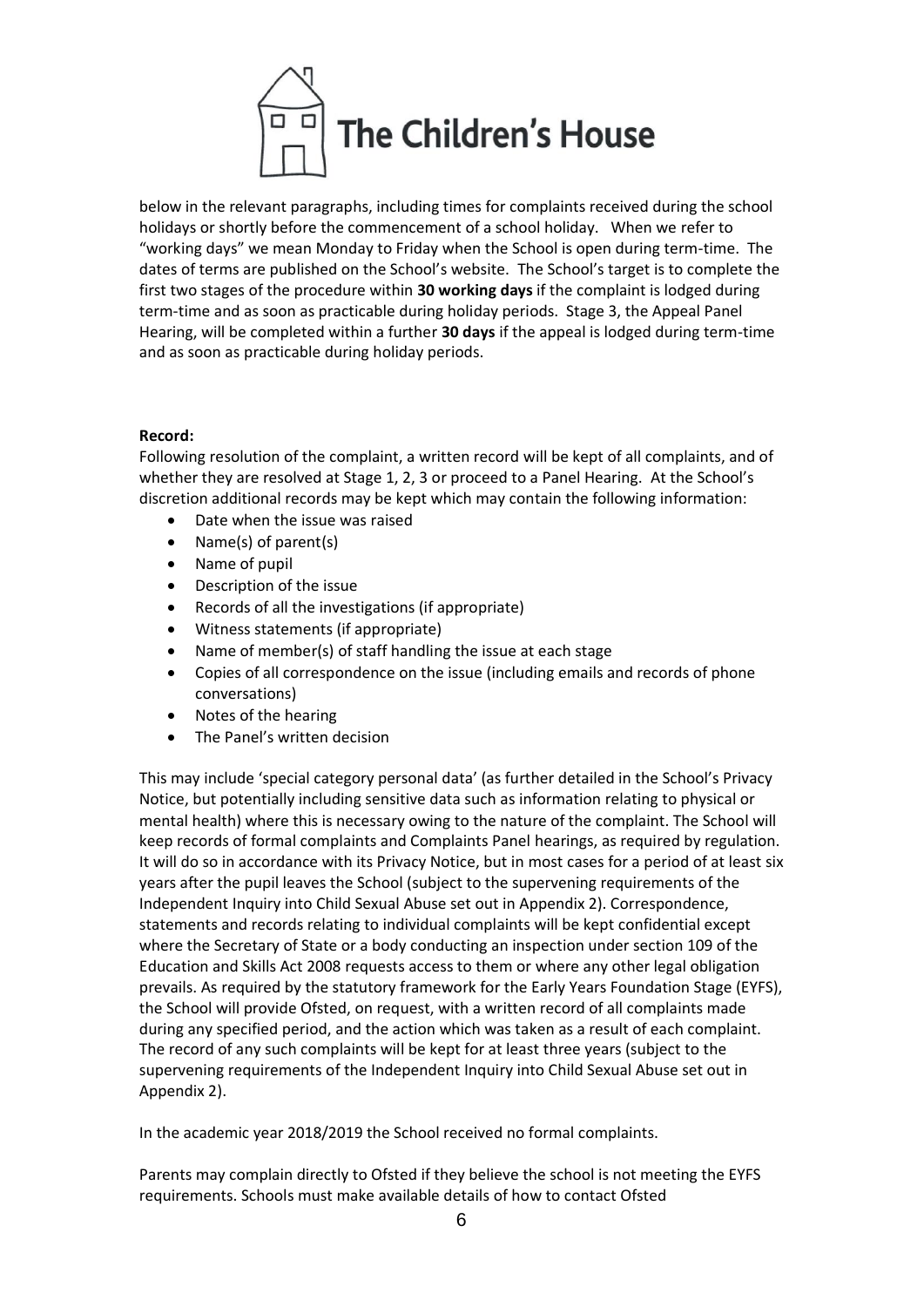below in the relevant paragraphs, including times for complaints received during the school holidays or shortly before the commencement of a school holiday. When we refer to "working days" we mean Monday to Friday when the School is open during term-time. The dates of terms are published on the School's website. The School's target is to complete the first two stages of the procedure within **30 working days** if the complaint is lodged during term-time and as soon as practicable during holiday periods. Stage 3, the Appeal Panel Hearing, will be completed within a further **30 days** if the appeal is lodged during term-time and as soon as practicable during holiday periods.

**Record:**

Following resolution of the complaint, a written record will be kept of all complaints, and of whether they are resolved at Stage 1, 2, 3 or proceed to a Panel Hearing. At the School's discretion additional records may be kept which may contain the following information:

- Date when the issue was raised
- Name(s) of parent(s)
- Name of pupil
- Description of the issue
- Records of all the investigations (if appropriate)
- Witness statements (if appropriate)
- Name of member(s) of staff handling the issue at each stage
- Copies of all correspondence on the issue (including emails and records of phone conversations)
- Notes of the hearing
- The Panel's written decision

This may include 'special category personal data' (as further detailed in the School's Privacy Notice, but potentially including sensitive data such as information relating to physical or mental health) where this is necessary owing to the nature of the complaint. The School will keep records of formal complaints and Complaints Panel hearings, as required by regulation. It will do so in accordance with its Privacy Notice, but in most cases for a period of at least six years after the pupil leaves the School (subject to the supervening requirements of the Independent Inquiry into Child Sexual Abuse set out in Appendix 2). Correspondence, statements and records relating to individual complaints will be kept confidential except where the Secretary of State or a body conducting an inspection under section 109 of the Education and Skills Act 2008 requests access to them or where any other legal obligation prevails. As required by the statutory framework for the Early Years Foundation Stage (EYFS), the School will provide Ofsted, on request, with a written record of all complaints made during any specified period, and the action which was taken as a result of each complaint. The record of any such complaints will be kept for at least three years (subject to the supervening requirements of the Independent Inquiry into Child Sexual Abuse set out in Appendix 2).

In the academic year 2018/2019 the School received no formal complaints.

Parents may complain directly to Ofsted if they believe the school is not meeting the EYFS requirements. Schools must make available details of how to contact Ofsted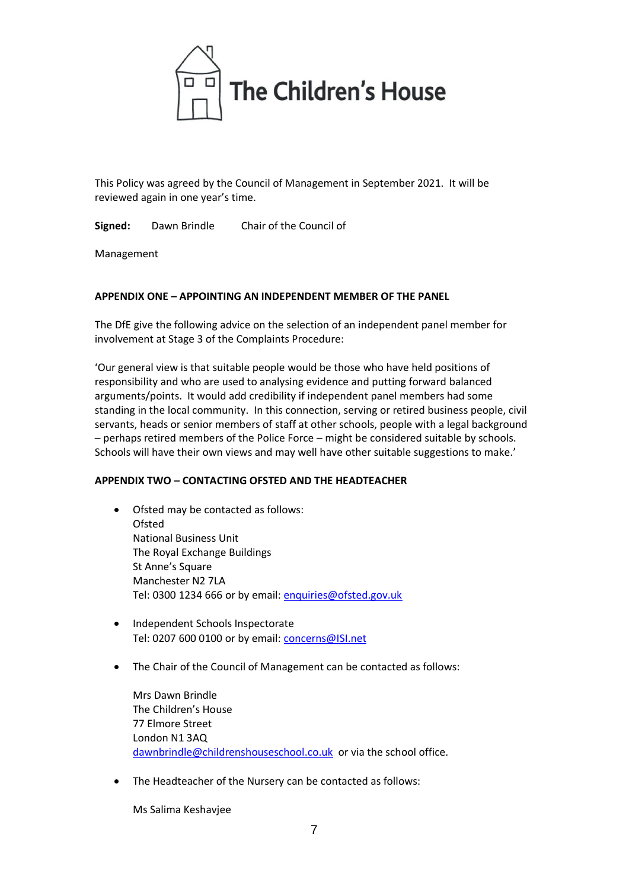# The Children's House

This Policy was agreed by the Council of Management in September 2021. It will be reviewed again in one year's time.

**Signed:** Dawn Brindle Chair of the Council of Management

**APPENDIX ONE – APPOINTING AN INDEPENDENT MEMBER OF THE PANEL**

The DfE give the following advice on the selection of an independent panel member for involvement at Stage 3 of the Complaints Procedure:

'Our general view is that suitable people would be those who have held positions of responsibility and who are used to analysing evidence and putting forward balanced arguments/points. It would add credibility if independent panel members had some standing in the local community. In this connection, serving or retired business people, civil servants, heads or senior members of staff at other schools, people with a legal background – perhaps retired members of the Police Force – might be considered suitable by schools. Schools will have their own views and may well have other suitable suggestions to make.'

**APPENDIX TWO – CONTACTING OFSTED AND THE HEADTEACHER**

- Ofsted may be contacted as follows:
  Ofsted
  National Business Unit
  The Royal Exchange Buildings
  St Anne's Square
  Manchester N2 7LA
  Tel: 0300 1234 666 or by email: enquiries@ofsted.gov.uk

- Independent Schools Inspectorate
  Tel: 0207 600 0100 or by email: concerns@ISI.net

- The Chair of the Council of Management can be contacted as follows:

  Mrs Dawn Brindle
  The Children's House
  77 Elmore Street
  London N1 3AQ
  dawnbrindle@childrenshouseschool.co.uk or via the school office.

- The Headteacher of the Nursery can be contacted as follows:

  Ms Salima Keshavjee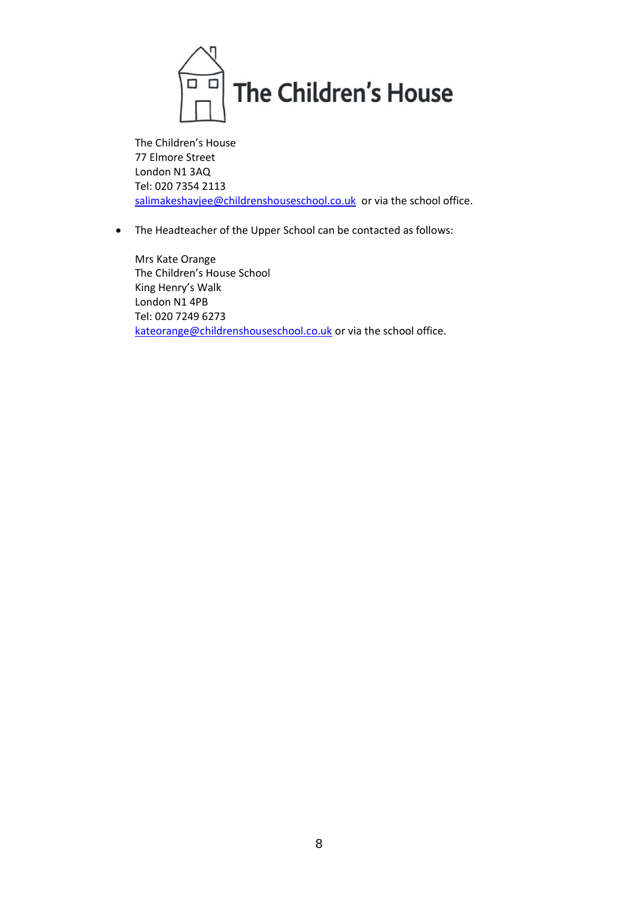The Children's House

The Children's House
77 Elmore Street
London N1 3AQ
Tel: 020 7354 2113
salimakeshavjee@childrenshouseschool.co.uk or via the school office.

- The Headteacher of the Upper School can be contacted as follows:

  Mrs Kate Orange
  The Children's House School
  King Henry's Walk
  London N1 4PB
  Tel: 020 7249 6273
  kateorange@childrenshouseschool.co.uk or via the school office.